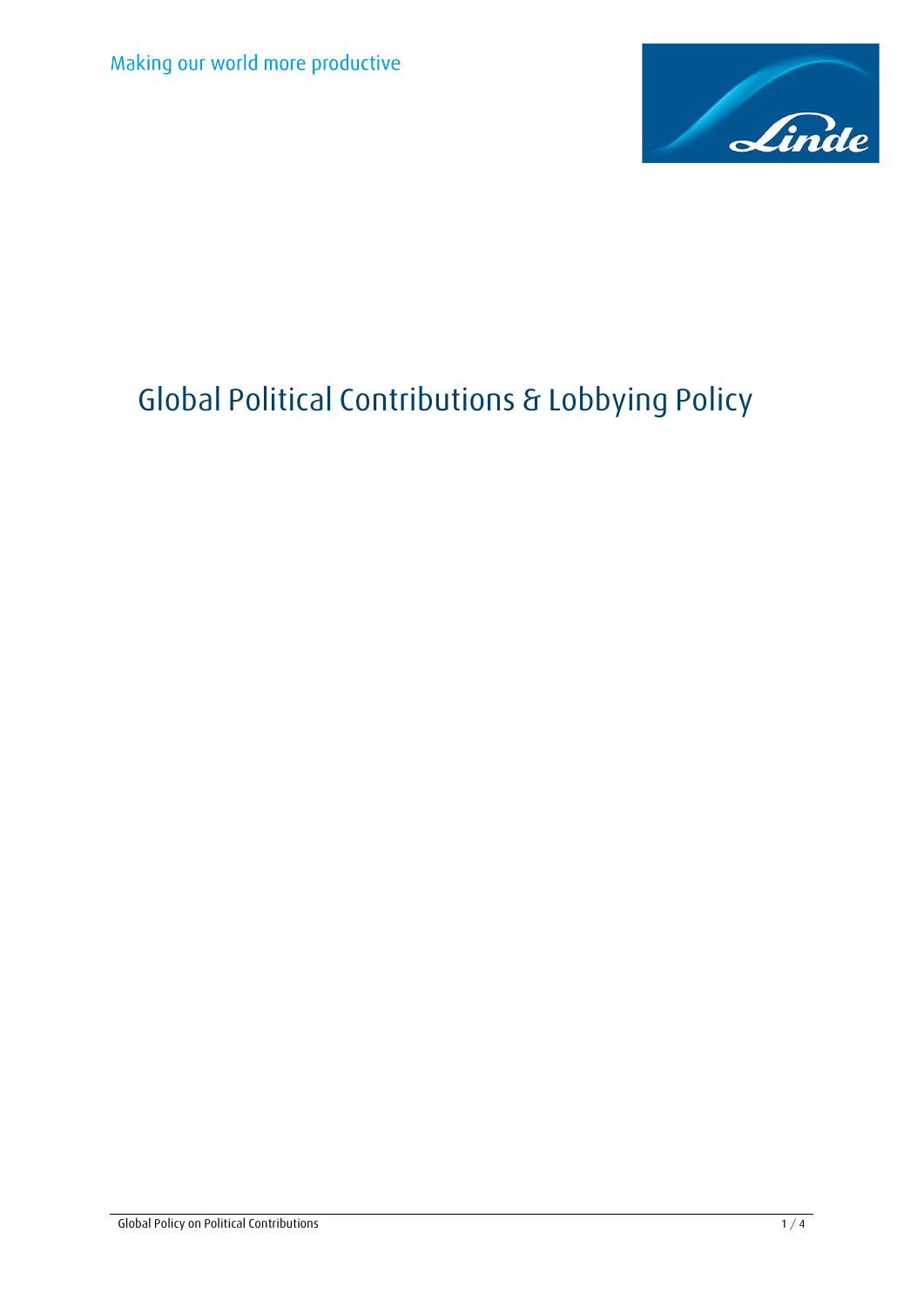Making our world more productive

# Global Political Contributions & Lobbying Policy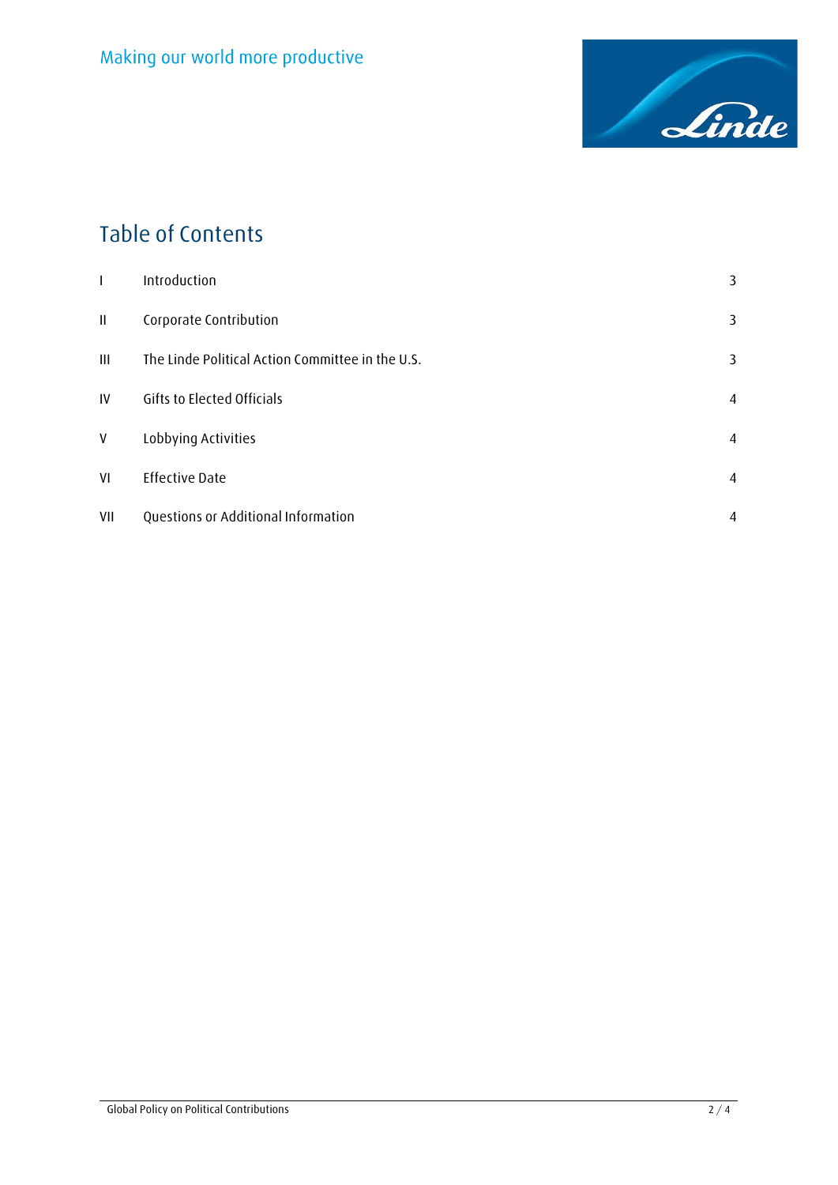# Table of Contents

| | | |
|---|---|---|
| I | Introduction | 3 |
| II | Corporate Contribution | 3 |
| III | The Linde Political Action Committee in the U.S. | 3 |
| IV | Gifts to Elected Officials | 4 |
| V | Lobbying Activities | 4 |
| VI | Effective Date | 4 |
| VII | Questions or Additional Information | 4 |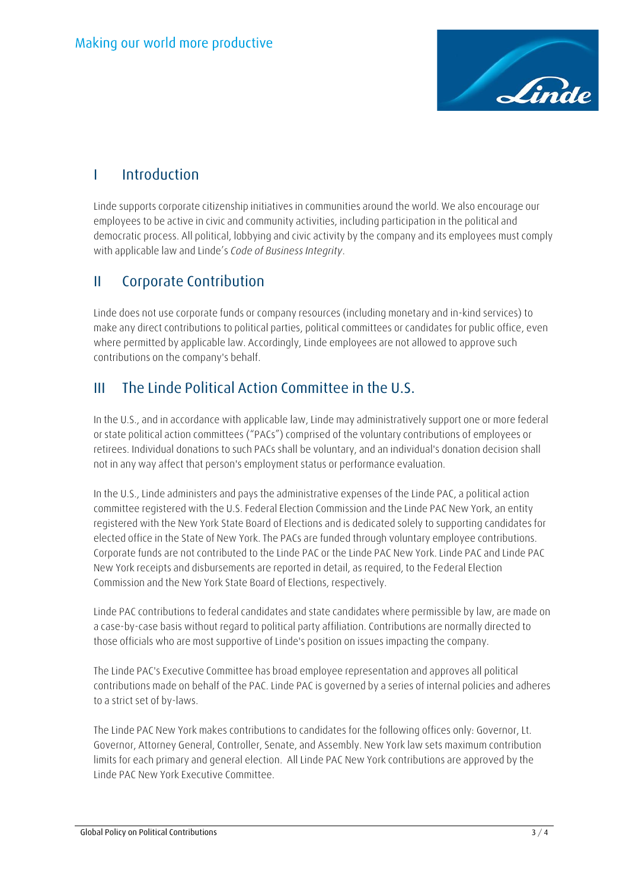## I Introduction

Linde supports corporate citizenship initiatives in communities around the world. We also encourage our employees to be active in civic and community activities, including participation in the political and democratic process. All political, lobbying and civic activity by the company and its employees must comply with applicable law and Linde's *Code of Business Integrity*.

## II Corporate Contribution

Linde does not use corporate funds or company resources (including monetary and in-kind services) to make any direct contributions to political parties, political committees or candidates for public office, even where permitted by applicable law. Accordingly, Linde employees are not allowed to approve such contributions on the company's behalf.

## III The Linde Political Action Committee in the U.S.

In the U.S., and in accordance with applicable law, Linde may administratively support one or more federal or state political action committees ("PACs") comprised of the voluntary contributions of employees or retirees. Individual donations to such PACs shall be voluntary, and an individual's donation decision shall not in any way affect that person's employment status or performance evaluation.

In the U.S., Linde administers and pays the administrative expenses of the Linde PAC, a political action committee registered with the U.S. Federal Election Commission and the Linde PAC New York, an entity registered with the New York State Board of Elections and is dedicated solely to supporting candidates for elected office in the State of New York. The PACs are funded through voluntary employee contributions. Corporate funds are not contributed to the Linde PAC or the Linde PAC New York. Linde PAC and Linde PAC New York receipts and disbursements are reported in detail, as required, to the Federal Election Commission and the New York State Board of Elections, respectively.

Linde PAC contributions to federal candidates and state candidates where permissible by law, are made on a case-by-case basis without regard to political party affiliation. Contributions are normally directed to those officials who are most supportive of Linde's position on issues impacting the company.

The Linde PAC's Executive Committee has broad employee representation and approves all political contributions made on behalf of the PAC. Linde PAC is governed by a series of internal policies and adheres to a strict set of by-laws.

The Linde PAC New York makes contributions to candidates for the following offices only: Governor, Lt. Governor, Attorney General, Controller, Senate, and Assembly. New York law sets maximum contribution limits for each primary and general election. All Linde PAC New York contributions are approved by the Linde PAC New York Executive Committee.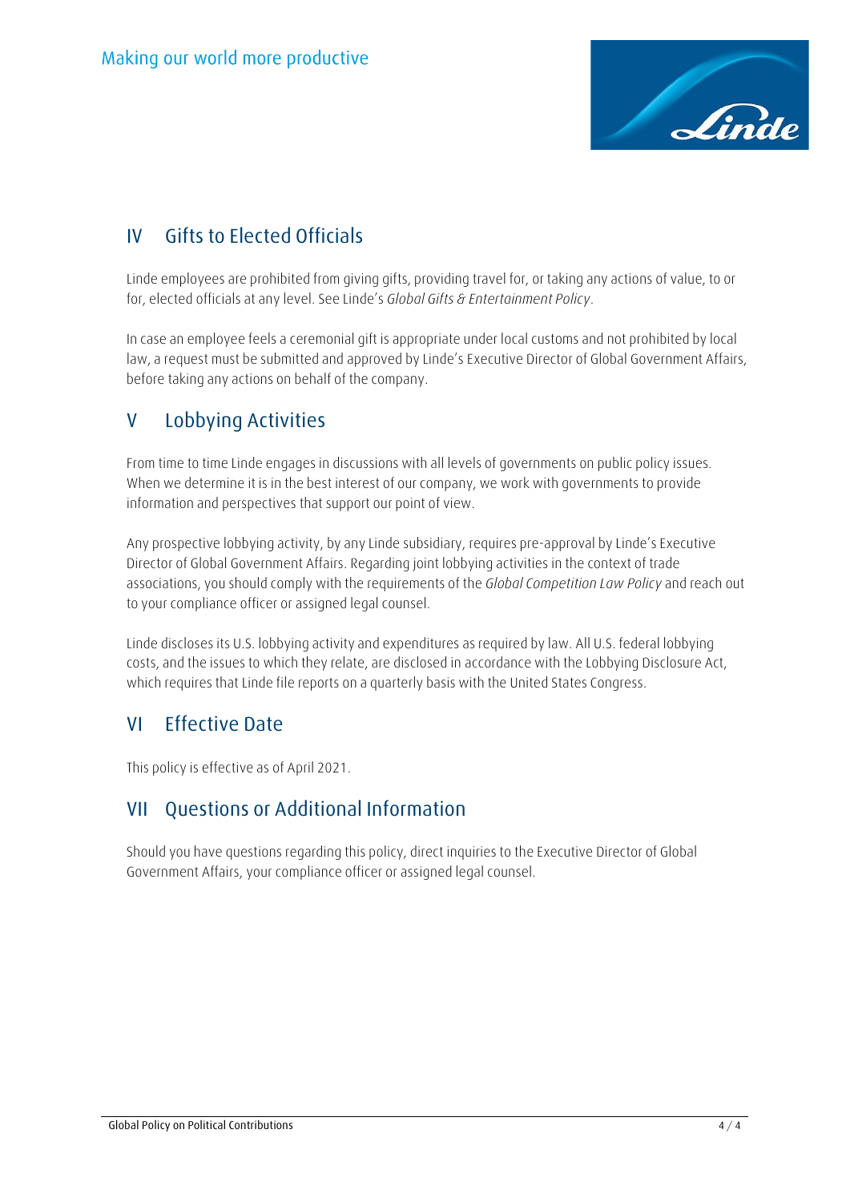## IV Gifts to Elected Officials

Linde employees are prohibited from giving gifts, providing travel for, or taking any actions of value, to or for, elected officials at any level. See Linde's *Global Gifts & Entertainment Policy*.

In case an employee feels a ceremonial gift is appropriate under local customs and not prohibited by local law, a request must be submitted and approved by Linde's Executive Director of Global Government Affairs, before taking any actions on behalf of the company.

## V Lobbying Activities

From time to time Linde engages in discussions with all levels of governments on public policy issues. When we determine it is in the best interest of our company, we work with governments to provide information and perspectives that support our point of view.

Any prospective lobbying activity, by any Linde subsidiary, requires pre-approval by Linde's Executive Director of Global Government Affairs. Regarding joint lobbying activities in the context of trade associations, you should comply with the requirements of the *Global Competition Law Policy* and reach out to your compliance officer or assigned legal counsel.

Linde discloses its U.S. lobbying activity and expenditures as required by law. All U.S. federal lobbying costs, and the issues to which they relate, are disclosed in accordance with the Lobbying Disclosure Act, which requires that Linde file reports on a quarterly basis with the United States Congress.

## VI Effective Date

This policy is effective as of April 2021.

## VII Questions or Additional Information

Should you have questions regarding this policy, direct inquiries to the Executive Director of Global Government Affairs, your compliance officer or assigned legal counsel.